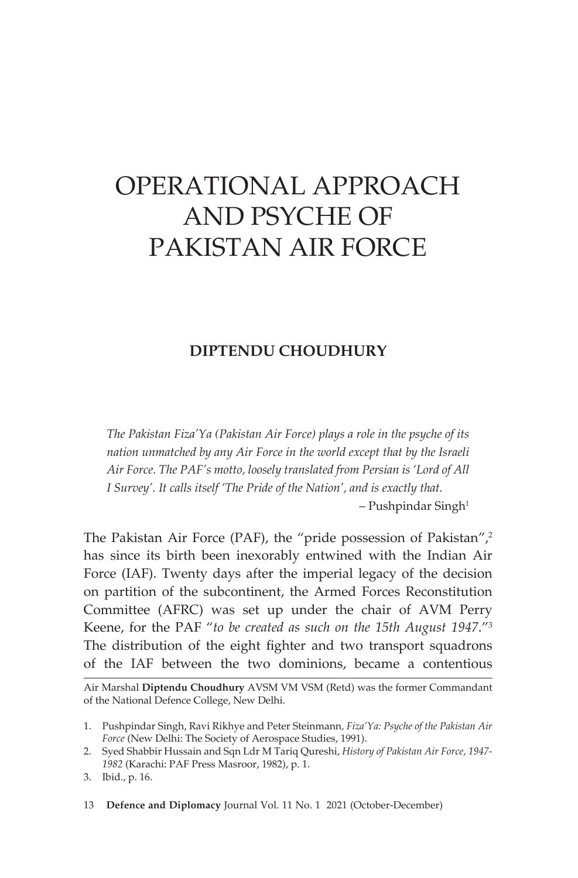# OPERATIONAL APPROACH AND PSYCHE OF PAKISTAN AIR FORCE

**DIPTENDU CHOUDHURY**

> *The Pakistan Fiza'Ya (Pakistan Air Force) plays a role in the psyche of its nation unmatched by any Air Force in the world except that by the Israeli Air Force. The PAF's motto, loosely translated from Persian is 'Lord of All I Survey'. It calls itself 'The Pride of the Nation', and is exactly that.*
>
> – Pushpindar Singh[1]

The Pakistan Air Force (PAF), the "pride possession of Pakistan",[2] has since its birth been inexorably entwined with the Indian Air Force (IAF). Twenty days after the imperial legacy of the decision on partition of the subcontinent, the Armed Forces Reconstitution Committee (AFRC) was set up under the chair of AVM Perry Keene, for the PAF "*to be created as such on the 15th August 1947*."[3] The distribution of the eight fighter and two transport squadrons of the IAF between the two dominions, became a contentious

---

Air Marshal **Diptendu Choudhury** AVSM VM VSM (Retd) was the former Commandant of the National Defence College, New Delhi.

1. Pushpindar Singh, Ravi Rikhye and Peter Steinmann, *Fiza'Ya: Psyche of the Pakistan Air Force* (New Delhi: The Society of Aerospace Studies, 1991).
2. Syed Shabbir Hussain and Sqn Ldr M Tariq Qureshi, *History of Pakistan Air Force, 1947-1982* (Karachi: PAF Press Masroor, 1982), p. 1.
3. Ibid., p. 16.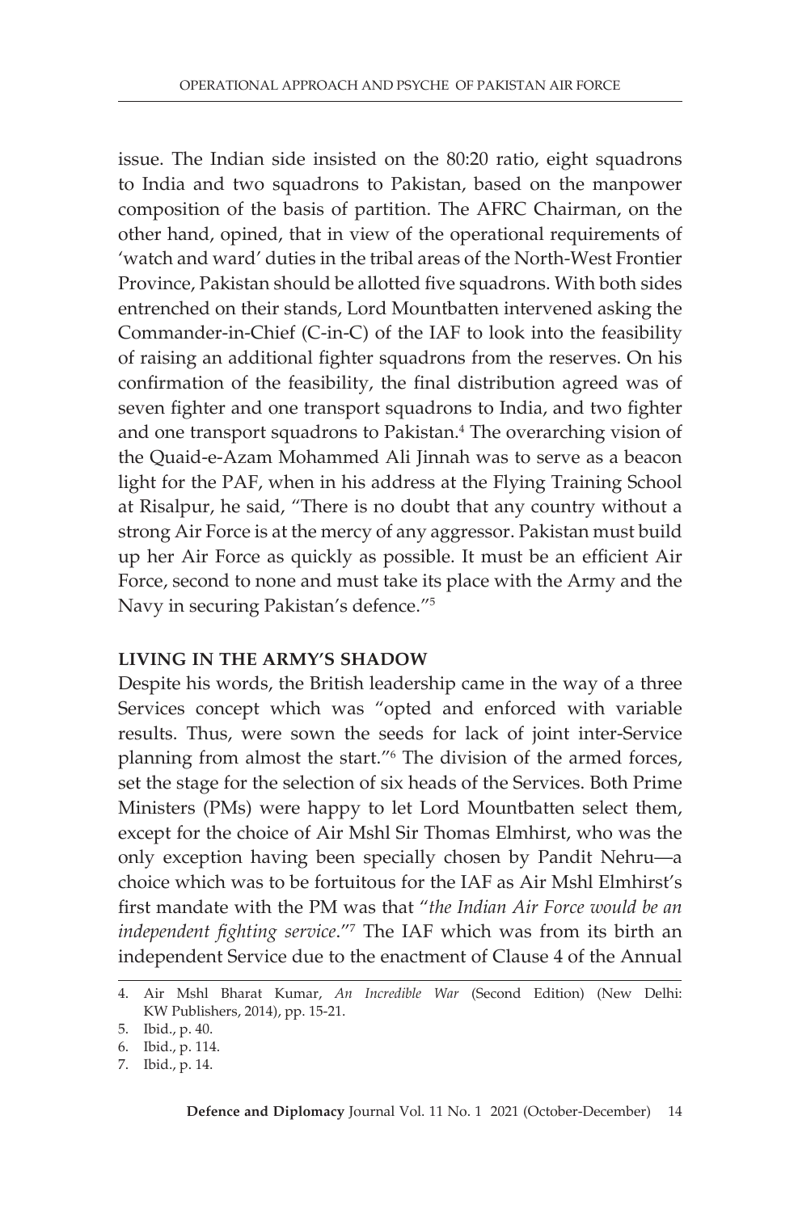issue. The Indian side insisted on the 80:20 ratio, eight squadrons to India and two squadrons to Pakistan, based on the manpower composition of the basis of partition. The AFRC Chairman, on the other hand, opined, that in view of the operational requirements of 'watch and ward' duties in the tribal areas of the North-West Frontier Province, Pakistan should be allotted five squadrons. With both sides entrenched on their stands, Lord Mountbatten intervened asking the Commander-in-Chief (C-in-C) of the IAF to look into the feasibility of raising an additional fighter squadrons from the reserves. On his confirmation of the feasibility, the final distribution agreed was of seven fighter and one transport squadrons to India, and two fighter and one transport squadrons to Pakistan.[4] The overarching vision of the Quaid-e-Azam Mohammed Ali Jinnah was to serve as a beacon light for the PAF, when in his address at the Flying Training School at Risalpur, he said, "There is no doubt that any country without a strong Air Force is at the mercy of any aggressor. Pakistan must build up her Air Force as quickly as possible. It must be an efficient Air Force, second to none and must take its place with the Army and the Navy in securing Pakistan's defence."[5]

**LIVING IN THE ARMY'S SHADOW**

Despite his words, the British leadership came in the way of a three Services concept which was "opted and enforced with variable results. Thus, were sown the seeds for lack of joint inter-Service planning from almost the start."[6] The division of the armed forces, set the stage for the selection of six heads of the Services. Both Prime Ministers (PMs) were happy to let Lord Mountbatten select them, except for the choice of Air Mshl Sir Thomas Elmhirst, who was the only exception having been specially chosen by Pandit Nehru—a choice which was to be fortuitous for the IAF as Air Mshl Elmhirst's first mandate with the PM was that "*the Indian Air Force would be an independent fighting service*."[7] The IAF which was from its birth an independent Service due to the enactment of Clause 4 of the Annual

4. Air Mshl Bharat Kumar, *An Incredible War* (Second Edition) (New Delhi: KW Publishers, 2014), pp. 15-21.
5. Ibid., p. 40.
6. Ibid., p. 114.
7. Ibid., p. 14.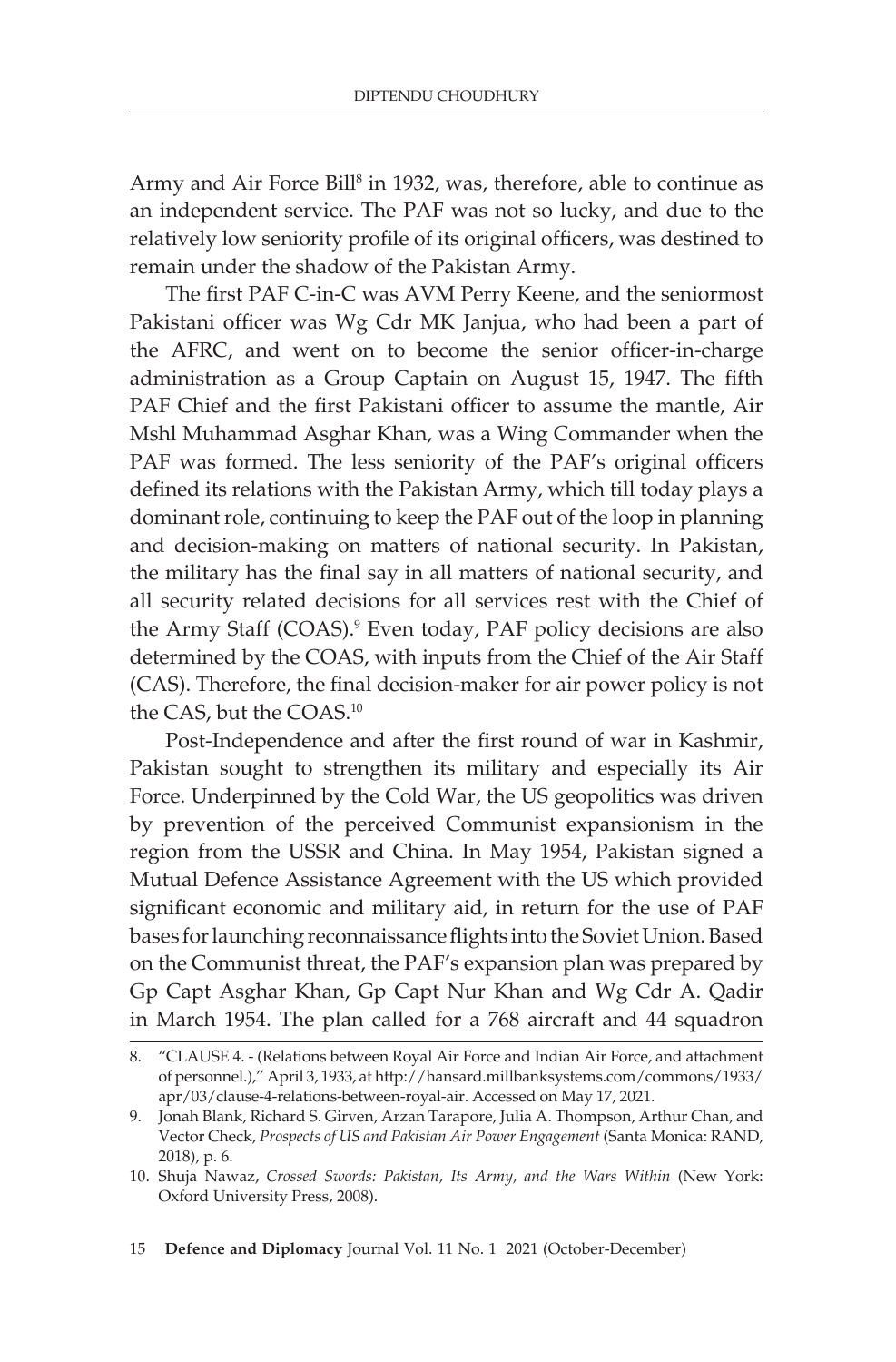Army and Air Force Bill[8] in 1932, was, therefore, able to continue as an independent service. The PAF was not so lucky, and due to the relatively low seniority profile of its original officers, was destined to remain under the shadow of the Pakistan Army.

The first PAF C-in-C was AVM Perry Keene, and the seniormost Pakistani officer was Wg Cdr MK Janjua, who had been a part of the AFRC, and went on to become the senior officer-in-charge administration as a Group Captain on August 15, 1947. The fifth PAF Chief and the first Pakistani officer to assume the mantle, Air Mshl Muhammad Asghar Khan, was a Wing Commander when the PAF was formed. The less seniority of the PAF's original officers defined its relations with the Pakistan Army, which till today plays a dominant role, continuing to keep the PAF out of the loop in planning and decision-making on matters of national security. In Pakistan, the military has the final say in all matters of national security, and all security related decisions for all services rest with the Chief of the Army Staff (COAS).[9] Even today, PAF policy decisions are also determined by the COAS, with inputs from the Chief of the Air Staff (CAS). Therefore, the final decision-maker for air power policy is not the CAS, but the COAS.[10]

Post-Independence and after the first round of war in Kashmir, Pakistan sought to strengthen its military and especially its Air Force. Underpinned by the Cold War, the US geopolitics was driven by prevention of the perceived Communist expansionism in the region from the USSR and China. In May 1954, Pakistan signed a Mutual Defence Assistance Agreement with the US which provided significant economic and military aid, in return for the use of PAF bases for launching reconnaissance flights into the Soviet Union. Based on the Communist threat, the PAF's expansion plan was prepared by Gp Capt Asghar Khan, Gp Capt Nur Khan and Wg Cdr A. Qadir in March 1954. The plan called for a 768 aircraft and 44 squadron

---

8. "CLAUSE 4. - (Relations between Royal Air Force and Indian Air Force, and attachment of personnel.)," April 3, 1933, at http://hansard.millbanksystems.com/commons/1933/apr/03/clause-4-relations-between-royal-air. Accessed on May 17, 2021.
9. Jonah Blank, Richard S. Girven, Arzan Tarapore, Julia A. Thompson, Arthur Chan, and Vector Check, *Prospects of US and Pakistan Air Power Engagement* (Santa Monica: RAND, 2018), p. 6.
10. Shuja Nawaz, *Crossed Swords: Pakistan, Its Army, and the Wars Within* (New York: Oxford University Press, 2008).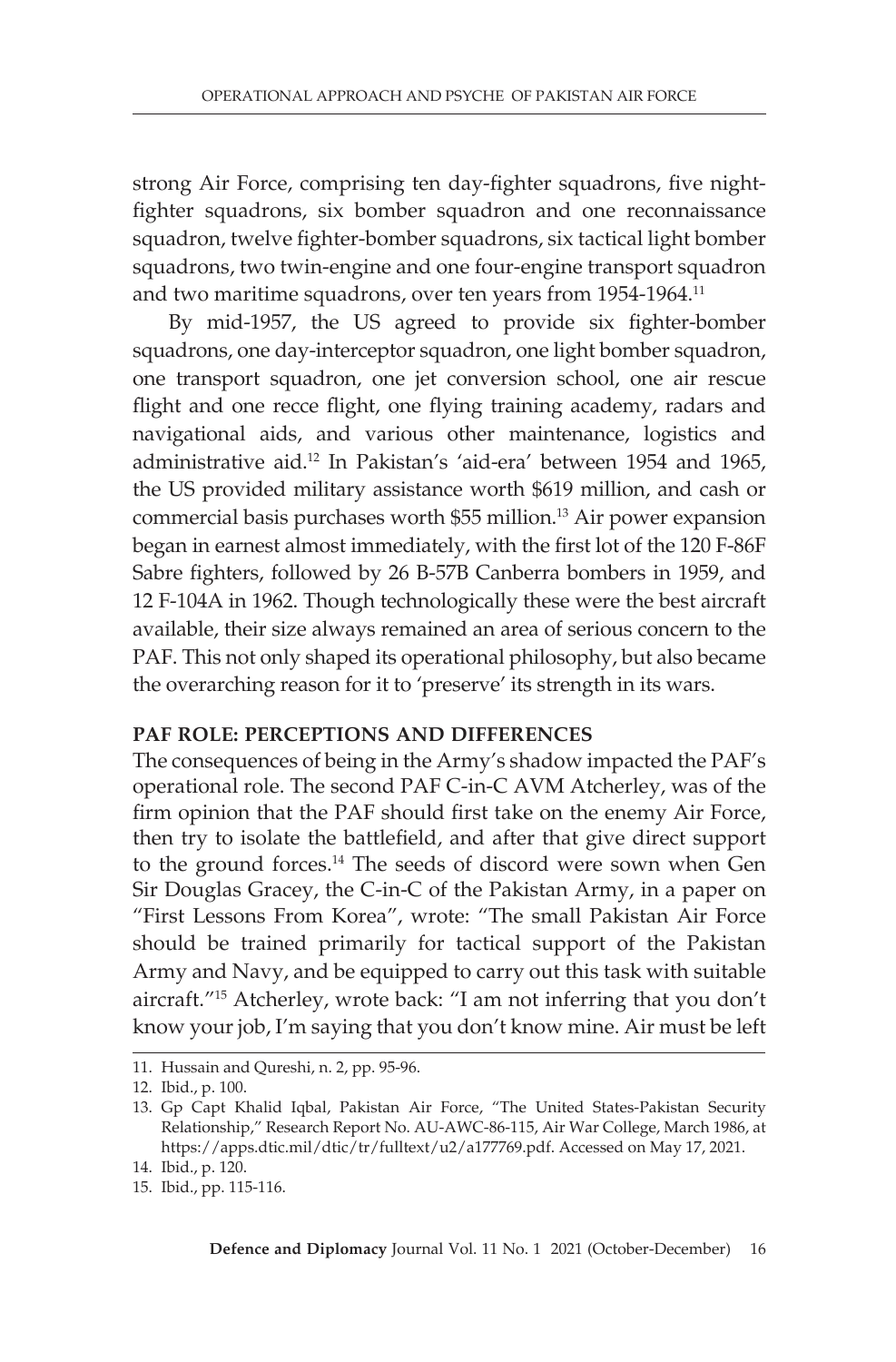strong Air Force, comprising ten day-fighter squadrons, five night-fighter squadrons, six bomber squadron and one reconnaissance squadron, twelve fighter-bomber squadrons, six tactical light bomber squadrons, two twin-engine and one four-engine transport squadron and two maritime squadrons, over ten years from 1954-1964.[11]

By mid-1957, the US agreed to provide six fighter-bomber squadrons, one day-interceptor squadron, one light bomber squadron, one transport squadron, one jet conversion school, one air rescue flight and one recce flight, one flying training academy, radars and navigational aids, and various other maintenance, logistics and administrative aid.[12] In Pakistan's 'aid-era' between 1954 and 1965, the US provided military assistance worth $619 million, and cash or commercial basis purchases worth $55 million.[13] Air power expansion began in earnest almost immediately, with the first lot of the 120 F-86F Sabre fighters, followed by 26 B-57B Canberra bombers in 1959, and 12 F-104A in 1962. Though technologically these were the best aircraft available, their size always remained an area of serious concern to the PAF. This not only shaped its operational philosophy, but also became the overarching reason for it to 'preserve' its strength in its wars.

## PAF ROLE: PERCEPTIONS AND DIFFERENCES

The consequences of being in the Army's shadow impacted the PAF's operational role. The second PAF C-in-C AVM Atcherley, was of the firm opinion that the PAF should first take on the enemy Air Force, then try to isolate the battlefield, and after that give direct support to the ground forces.[14] The seeds of discord were sown when Gen Sir Douglas Gracey, the C-in-C of the Pakistan Army, in a paper on "First Lessons From Korea", wrote: "The small Pakistan Air Force should be trained primarily for tactical support of the Pakistan Army and Navy, and be equipped to carry out this task with suitable aircraft."[15] Atcherley, wrote back: "I am not inferring that you don't know your job, I'm saying that you don't know mine. Air must be left

---

11. Hussain and Qureshi, n. 2, pp. 95-96.
12. Ibid., p. 100.
13. Gp Capt Khalid Iqbal, Pakistan Air Force, "The United States-Pakistan Security Relationship," Research Report No. AU-AWC-86-115, Air War College, March 1986, at https://apps.dtic.mil/dtic/tr/fulltext/u2/a177769.pdf. Accessed on May 17, 2021.
14. Ibid., p. 120.
15. Ibid., pp. 115-116.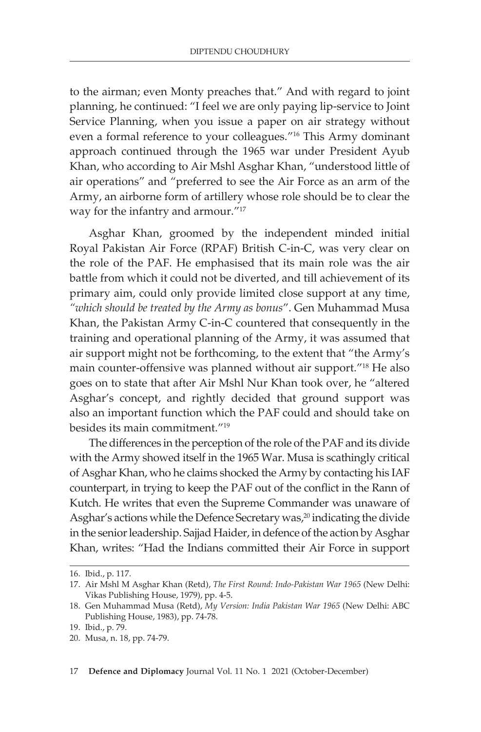to the airman; even Monty preaches that." And with regard to joint planning, he continued: "I feel we are only paying lip-service to Joint Service Planning, when you issue a paper on air strategy without even a formal reference to your colleagues."[16] This Army dominant approach continued through the 1965 war under President Ayub Khan, who according to Air Mshl Asghar Khan, "understood little of air operations" and "preferred to see the Air Force as an arm of the Army, an airborne form of artillery whose role should be to clear the way for the infantry and armour."[17]

Asghar Khan, groomed by the independent minded initial Royal Pakistan Air Force (RPAF) British C-in-C, was very clear on the role of the PAF. He emphasised that its main role was the air battle from which it could not be diverted, and till achievement of its primary aim, could only provide limited close support at any time, *"which should be treated by the Army as bonus"*. Gen Muhammad Musa Khan, the Pakistan Army C-in-C countered that consequently in the training and operational planning of the Army, it was assumed that air support might not be forthcoming, to the extent that "the Army's main counter-offensive was planned without air support."[18] He also goes on to state that after Air Mshl Nur Khan took over, he "altered Asghar's concept, and rightly decided that ground support was also an important function which the PAF could and should take on besides its main commitment."[19]

The differences in the perception of the role of the PAF and its divide with the Army showed itself in the 1965 War. Musa is scathingly critical of Asghar Khan, who he claims shocked the Army by contacting his IAF counterpart, in trying to keep the PAF out of the conflict in the Rann of Kutch. He writes that even the Supreme Commander was unaware of Asghar's actions while the Defence Secretary was,[20] indicating the divide in the senior leadership. Sajjad Haider, in defence of the action by Asghar Khan, writes: "Had the Indians committed their Air Force in support

16. Ibid., p. 117.

17. Air Mshl M Asghar Khan (Retd), *The First Round: Indo-Pakistan War 1965* (New Delhi: Vikas Publishing House, 1979), pp. 4-5.

18. Gen Muhammad Musa (Retd), *My Version: India Pakistan War 1965* (New Delhi: ABC Publishing House, 1983), pp. 74-78.

19. Ibid., p. 79.

20. Musa, n. 18, pp. 74-79.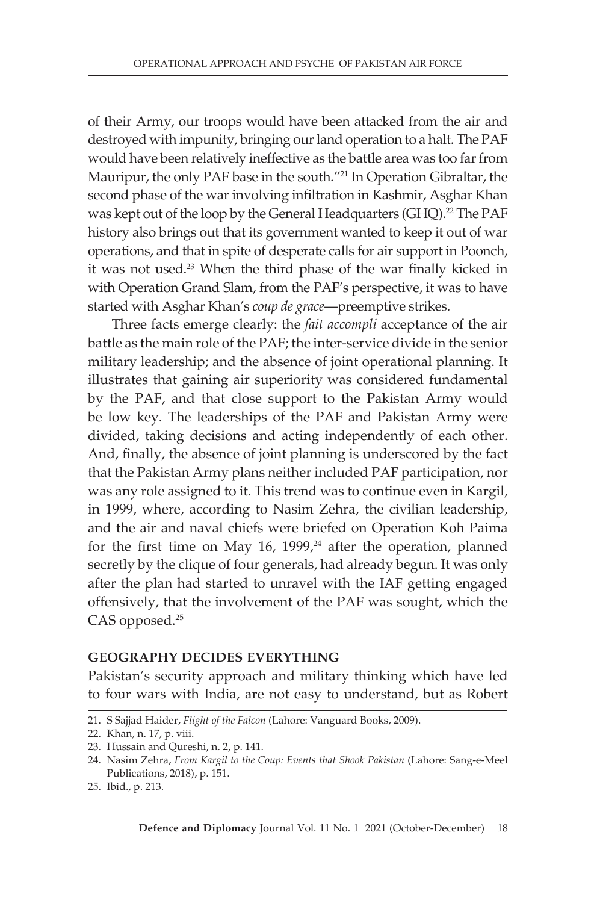of their Army, our troops would have been attacked from the air and destroyed with impunity, bringing our land operation to a halt. The PAF would have been relatively ineffective as the battle area was too far from Mauripur, the only PAF base in the south."[21] In Operation Gibraltar, the second phase of the war involving infiltration in Kashmir, Asghar Khan was kept out of the loop by the General Headquarters (GHQ).[22] The PAF history also brings out that its government wanted to keep it out of war operations, and that in spite of desperate calls for air support in Poonch, it was not used.[23] When the third phase of the war finally kicked in with Operation Grand Slam, from the PAF's perspective, it was to have started with Asghar Khan's *coup de grace*—preemptive strikes.

Three facts emerge clearly: the *fait accompli* acceptance of the air battle as the main role of the PAF; the inter-service divide in the senior military leadership; and the absence of joint operational planning. It illustrates that gaining air superiority was considered fundamental by the PAF, and that close support to the Pakistan Army would be low key. The leaderships of the PAF and Pakistan Army were divided, taking decisions and acting independently of each other. And, finally, the absence of joint planning is underscored by the fact that the Pakistan Army plans neither included PAF participation, nor was any role assigned to it. This trend was to continue even in Kargil, in 1999, where, according to Nasim Zehra, the civilian leadership, and the air and naval chiefs were briefed on Operation Koh Paima for the first time on May 16, 1999,[24] after the operation, planned secretly by the clique of four generals, had already begun. It was only after the plan had started to unravel with the IAF getting engaged offensively, that the involvement of the PAF was sought, which the CAS opposed.[25]

## GEOGRAPHY DECIDES EVERYTHING

Pakistan's security approach and military thinking which have led to four wars with India, are not easy to understand, but as Robert

---

21. S Sajjad Haider, *Flight of the Falcon* (Lahore: Vanguard Books, 2009).
22. Khan, n. 17, p. viii.
23. Hussain and Qureshi, n. 2, p. 141.
24. Nasim Zehra, *From Kargil to the Coup: Events that Shook Pakistan* (Lahore: Sang-e-Meel Publications, 2018), p. 151.
25. Ibid., p. 213.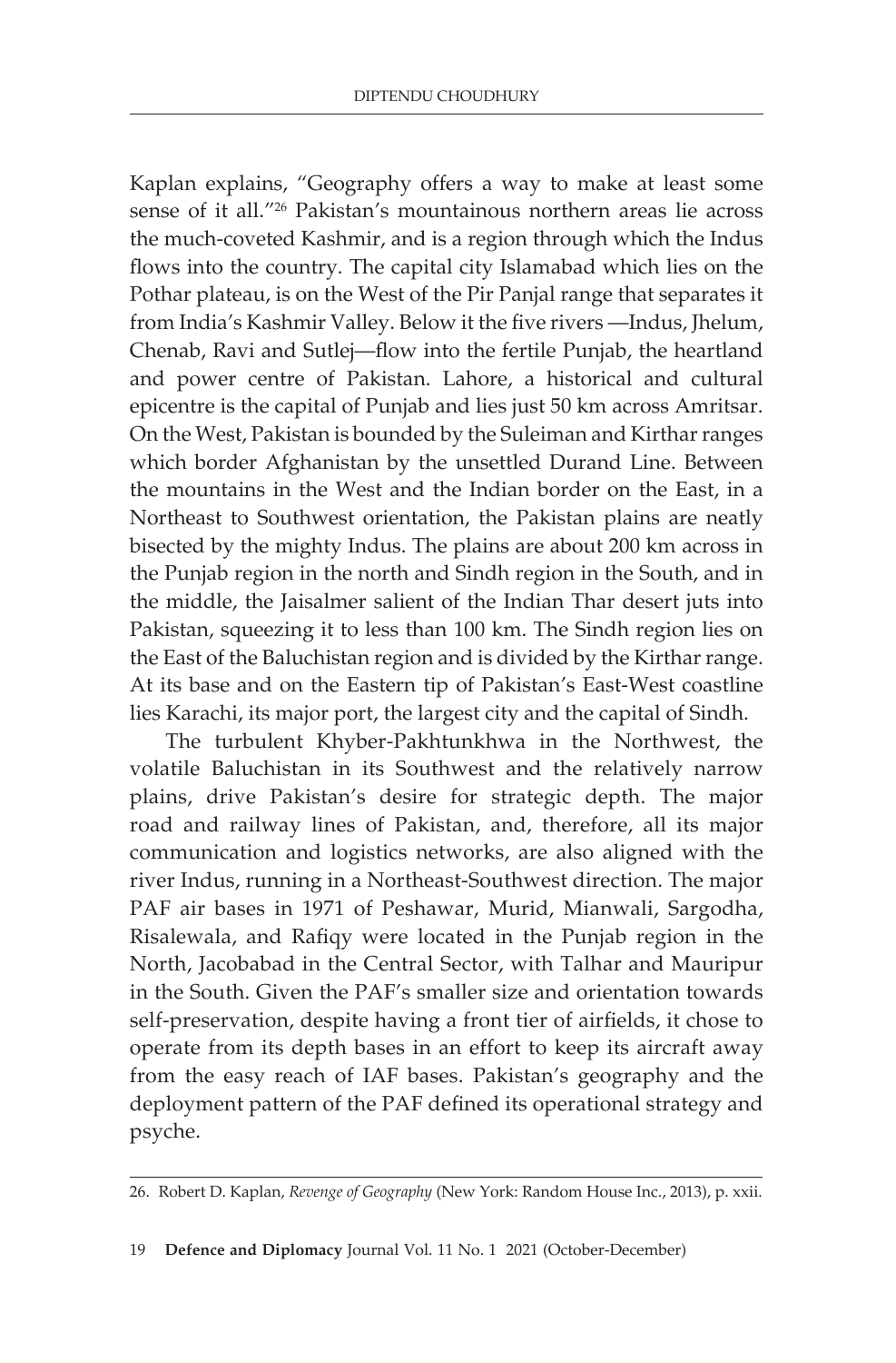Kaplan explains, "Geography offers a way to make at least some sense of it all."[26] Pakistan's mountainous northern areas lie across the much-coveted Kashmir, and is a region through which the Indus flows into the country. The capital city Islamabad which lies on the Pothar plateau, is on the West of the Pir Panjal range that separates it from India's Kashmir Valley. Below it the five rivers —Indus, Jhelum, Chenab, Ravi and Sutlej—flow into the fertile Punjab, the heartland and power centre of Pakistan. Lahore, a historical and cultural epicentre is the capital of Punjab and lies just 50 km across Amritsar. On the West, Pakistan is bounded by the Suleiman and Kirthar ranges which border Afghanistan by the unsettled Durand Line. Between the mountains in the West and the Indian border on the East, in a Northeast to Southwest orientation, the Pakistan plains are neatly bisected by the mighty Indus. The plains are about 200 km across in the Punjab region in the north and Sindh region in the South, and in the middle, the Jaisalmer salient of the Indian Thar desert juts into Pakistan, squeezing it to less than 100 km. The Sindh region lies on the East of the Baluchistan region and is divided by the Kirthar range. At its base and on the Eastern tip of Pakistan's East-West coastline lies Karachi, its major port, the largest city and the capital of Sindh.

The turbulent Khyber-Pakhtunkhwa in the Northwest, the volatile Baluchistan in its Southwest and the relatively narrow plains, drive Pakistan's desire for strategic depth. The major road and railway lines of Pakistan, and, therefore, all its major communication and logistics networks, are also aligned with the river Indus, running in a Northeast-Southwest direction. The major PAF air bases in 1971 of Peshawar, Murid, Mianwali, Sargodha, Risalewala, and Rafiqy were located in the Punjab region in the North, Jacobabad in the Central Sector, with Talhar and Mauripur in the South. Given the PAF's smaller size and orientation towards self-preservation, despite having a front tier of airfields, it chose to operate from its depth bases in an effort to keep its aircraft away from the easy reach of IAF bases. Pakistan's geography and the deployment pattern of the PAF defined its operational strategy and psyche.

---

26. Robert D. Kaplan, *Revenge of Geography* (New York: Random House Inc., 2013), p. xxii.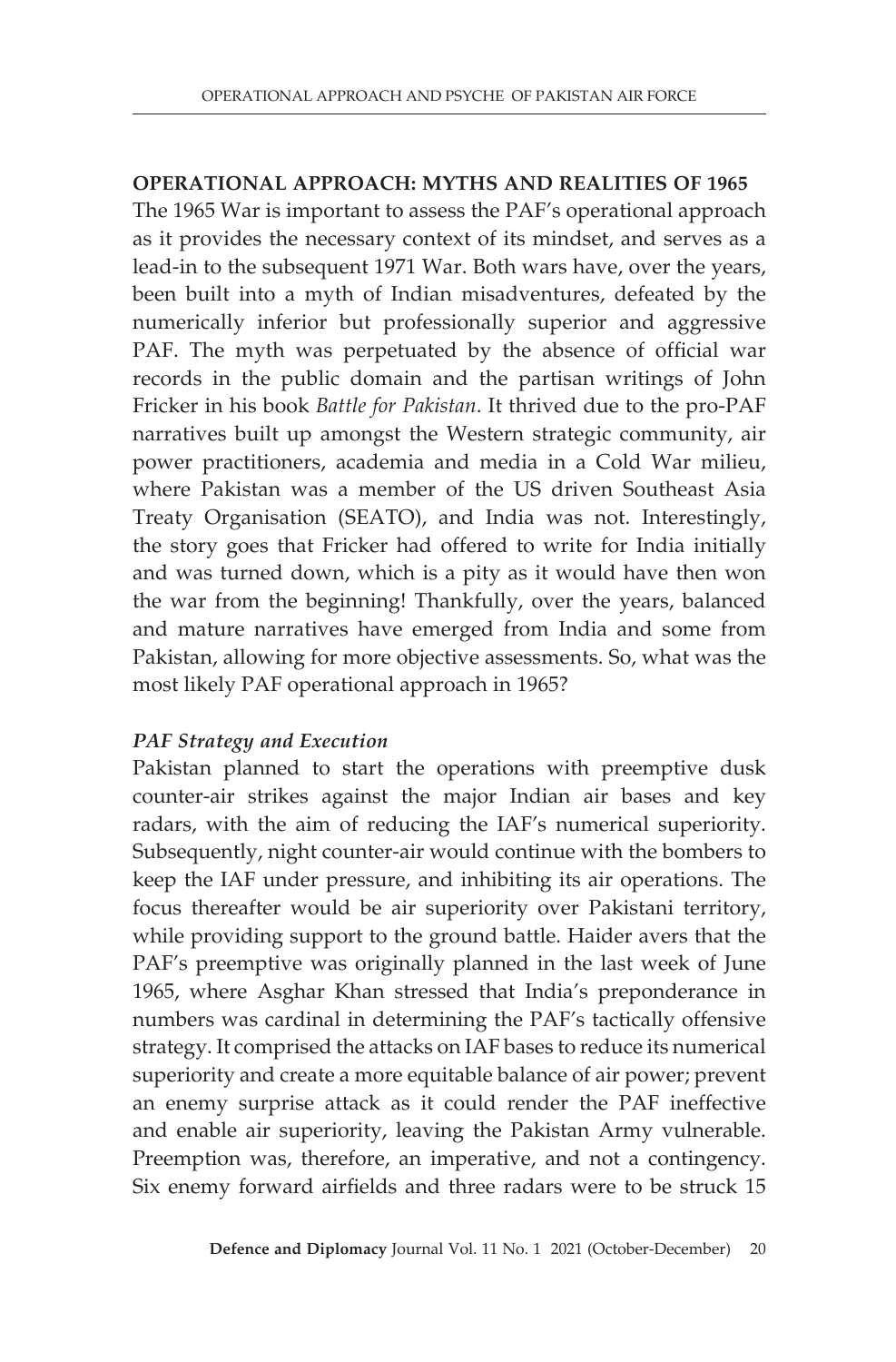## OPERATIONAL APPROACH: MYTHS AND REALITIES OF 1965

The 1965 War is important to assess the PAF's operational approach as it provides the necessary context of its mindset, and serves as a lead-in to the subsequent 1971 War. Both wars have, over the years, been built into a myth of Indian misadventures, defeated by the numerically inferior but professionally superior and aggressive PAF. The myth was perpetuated by the absence of official war records in the public domain and the partisan writings of John Fricker in his book *Battle for Pakistan*. It thrived due to the pro-PAF narratives built up amongst the Western strategic community, air power practitioners, academia and media in a Cold War milieu, where Pakistan was a member of the US driven Southeast Asia Treaty Organisation (SEATO), and India was not. Interestingly, the story goes that Fricker had offered to write for India initially and was turned down, which is a pity as it would have then won the war from the beginning! Thankfully, over the years, balanced and mature narratives have emerged from India and some from Pakistan, allowing for more objective assessments. So, what was the most likely PAF operational approach in 1965?

### *PAF Strategy and Execution*

Pakistan planned to start the operations with preemptive dusk counter-air strikes against the major Indian air bases and key radars, with the aim of reducing the IAF's numerical superiority. Subsequently, night counter-air would continue with the bombers to keep the IAF under pressure, and inhibiting its air operations. The focus thereafter would be air superiority over Pakistani territory, while providing support to the ground battle. Haider avers that the PAF's preemptive was originally planned in the last week of June 1965, where Asghar Khan stressed that India's preponderance in numbers was cardinal in determining the PAF's tactically offensive strategy. It comprised the attacks on IAF bases to reduce its numerical superiority and create a more equitable balance of air power; prevent an enemy surprise attack as it could render the PAF ineffective and enable air superiority, leaving the Pakistan Army vulnerable. Preemption was, therefore, an imperative, and not a contingency. Six enemy forward airfields and three radars were to be struck 15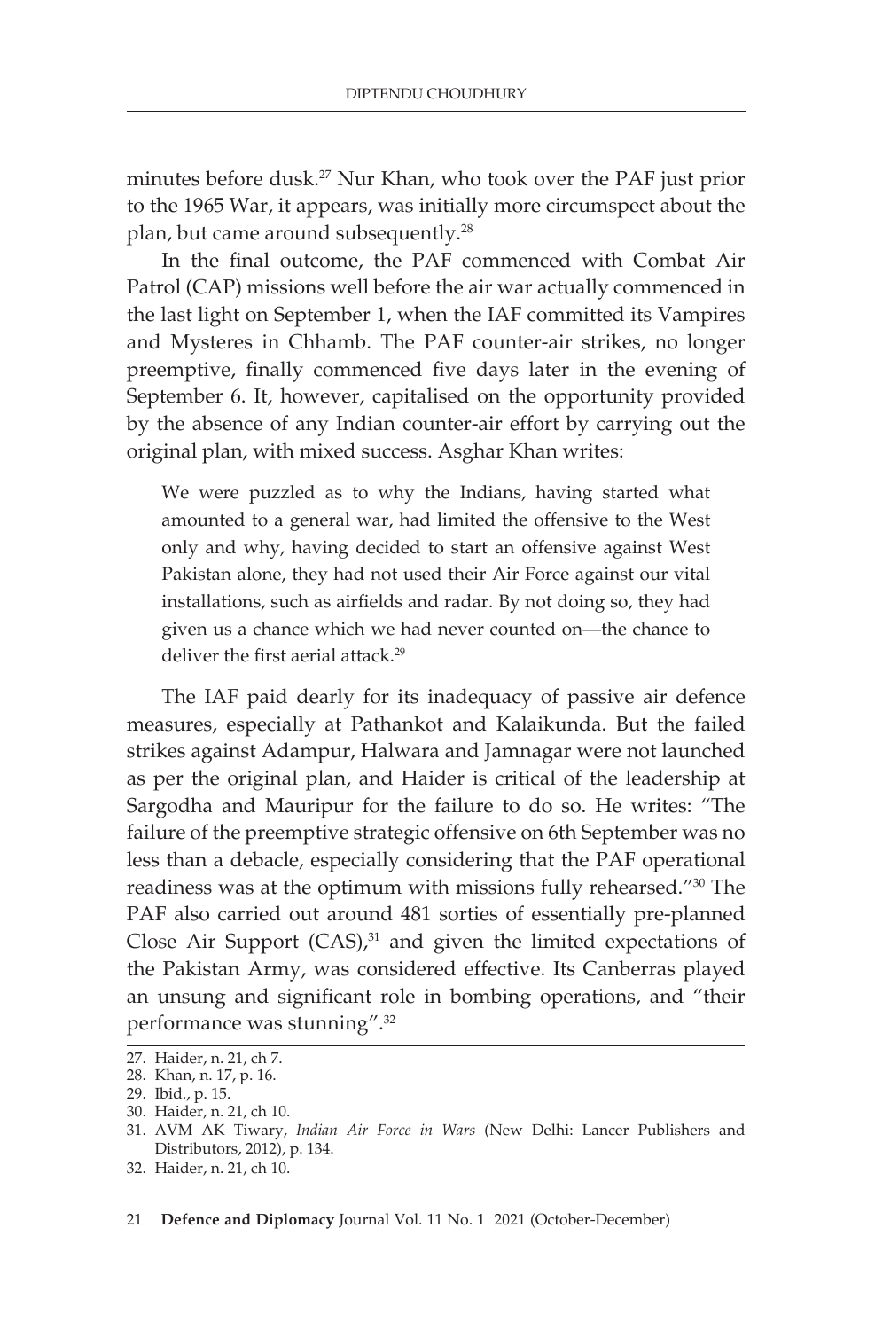minutes before dusk.[27] Nur Khan, who took over the PAF just prior to the 1965 War, it appears, was initially more circumspect about the plan, but came around subsequently.[28]

In the final outcome, the PAF commenced with Combat Air Patrol (CAP) missions well before the air war actually commenced in the last light on September 1, when the IAF committed its Vampires and Mysteres in Chhamb. The PAF counter-air strikes, no longer preemptive, finally commenced five days later in the evening of September 6. It, however, capitalised on the opportunity provided by the absence of any Indian counter-air effort by carrying out the original plan, with mixed success. Asghar Khan writes:

> We were puzzled as to why the Indians, having started what amounted to a general war, had limited the offensive to the West only and why, having decided to start an offensive against West Pakistan alone, they had not used their Air Force against our vital installations, such as airfields and radar. By not doing so, they had given us a chance which we had never counted on—the chance to deliver the first aerial attack.[29]

The IAF paid dearly for its inadequacy of passive air defence measures, especially at Pathankot and Kalaikunda. But the failed strikes against Adampur, Halwara and Jamnagar were not launched as per the original plan, and Haider is critical of the leadership at Sargodha and Mauripur for the failure to do so. He writes: "The failure of the preemptive strategic offensive on 6th September was no less than a debacle, especially considering that the PAF operational readiness was at the optimum with missions fully rehearsed."[30] The PAF also carried out around 481 sorties of essentially pre-planned Close Air Support (CAS),[31] and given the limited expectations of the Pakistan Army, was considered effective. Its Canberras played an unsung and significant role in bombing operations, and "their performance was stunning".[32]

---

27. Haider, n. 21, ch 7.
28. Khan, n. 17, p. 16.
29. Ibid., p. 15.
30. Haider, n. 21, ch 10.
31. AVM AK Tiwary, *Indian Air Force in Wars* (New Delhi: Lancer Publishers and Distributors, 2012), p. 134.
32. Haider, n. 21, ch 10.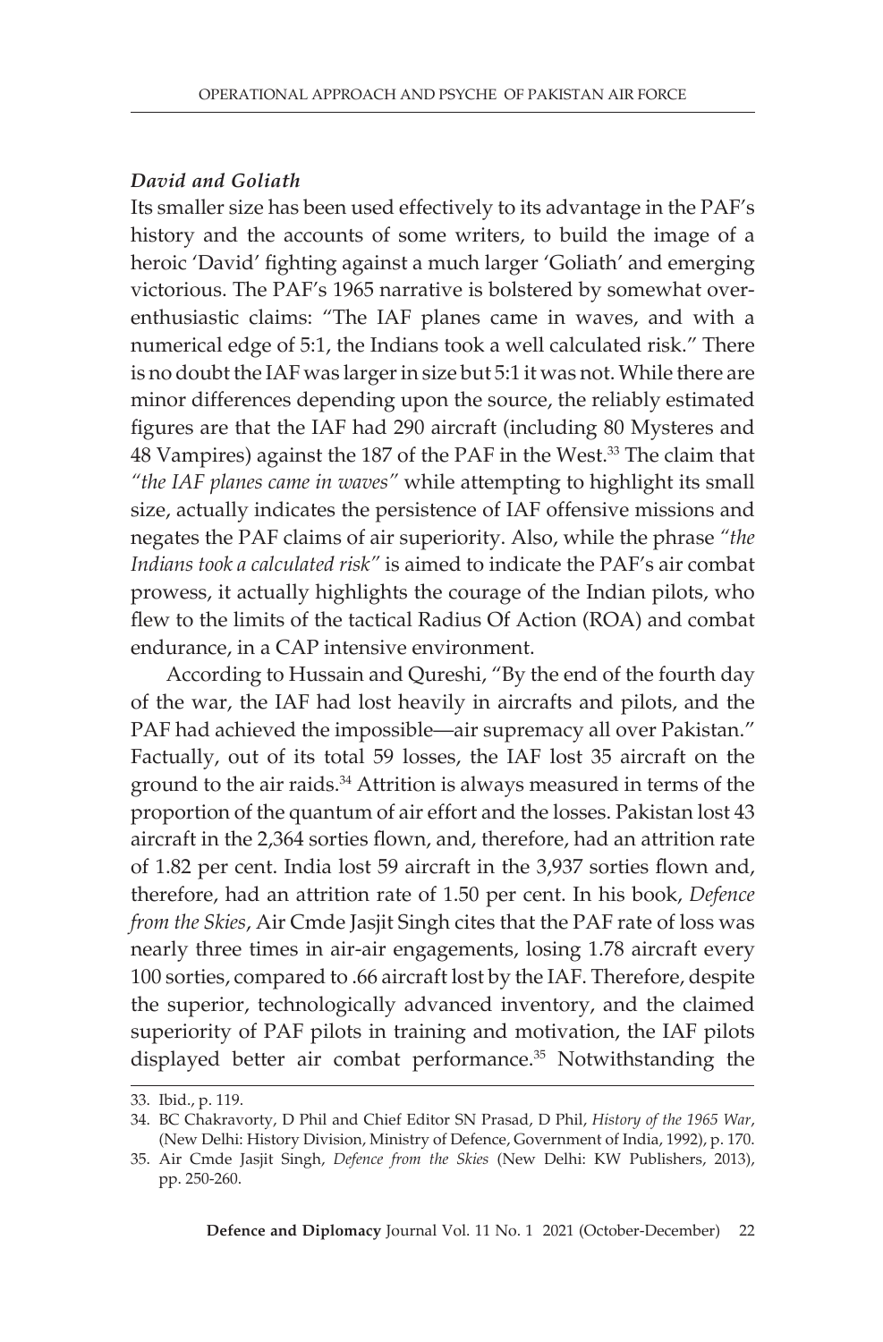### *David and Goliath*

Its smaller size has been used effectively to its advantage in the PAF's history and the accounts of some writers, to build the image of a heroic 'David' fighting against a much larger 'Goliath' and emerging victorious. The PAF's 1965 narrative is bolstered by somewhat over-enthusiastic claims: "The IAF planes came in waves, and with a numerical edge of 5:1, the Indians took a well calculated risk." There is no doubt the IAF was larger in size but 5:1 it was not. While there are minor differences depending upon the source, the reliably estimated figures are that the IAF had 290 aircraft (including 80 Mysteres and 48 Vampires) against the 187 of the PAF in the West.[33] The claim that *"the IAF planes came in waves"* while attempting to highlight its small size, actually indicates the persistence of IAF offensive missions and negates the PAF claims of air superiority. Also, while the phrase *"the Indians took a calculated risk"* is aimed to indicate the PAF's air combat prowess, it actually highlights the courage of the Indian pilots, who flew to the limits of the tactical Radius Of Action (ROA) and combat endurance, in a CAP intensive environment.

According to Hussain and Qureshi, "By the end of the fourth day of the war, the IAF had lost heavily in aircrafts and pilots, and the PAF had achieved the impossible—air supremacy all over Pakistan." Factually, out of its total 59 losses, the IAF lost 35 aircraft on the ground to the air raids.[34] Attrition is always measured in terms of the proportion of the quantum of air effort and the losses. Pakistan lost 43 aircraft in the 2,364 sorties flown, and, therefore, had an attrition rate of 1.82 per cent. India lost 59 aircraft in the 3,937 sorties flown and, therefore, had an attrition rate of 1.50 per cent. In his book, *Defence from the Skies*, Air Cmde Jasjit Singh cites that the PAF rate of loss was nearly three times in air-air engagements, losing 1.78 aircraft every 100 sorties, compared to .66 aircraft lost by the IAF. Therefore, despite the superior, technologically advanced inventory, and the claimed superiority of PAF pilots in training and motivation, the IAF pilots displayed better air combat performance.[35] Notwithstanding the

---

33. Ibid., p. 119.
34. BC Chakravorty, D Phil and Chief Editor SN Prasad, D Phil, *History of the 1965 War*, (New Delhi: History Division, Ministry of Defence, Government of India, 1992), p. 170.
35. Air Cmde Jasjit Singh, *Defence from the Skies* (New Delhi: KW Publishers, 2013), pp. 250-260.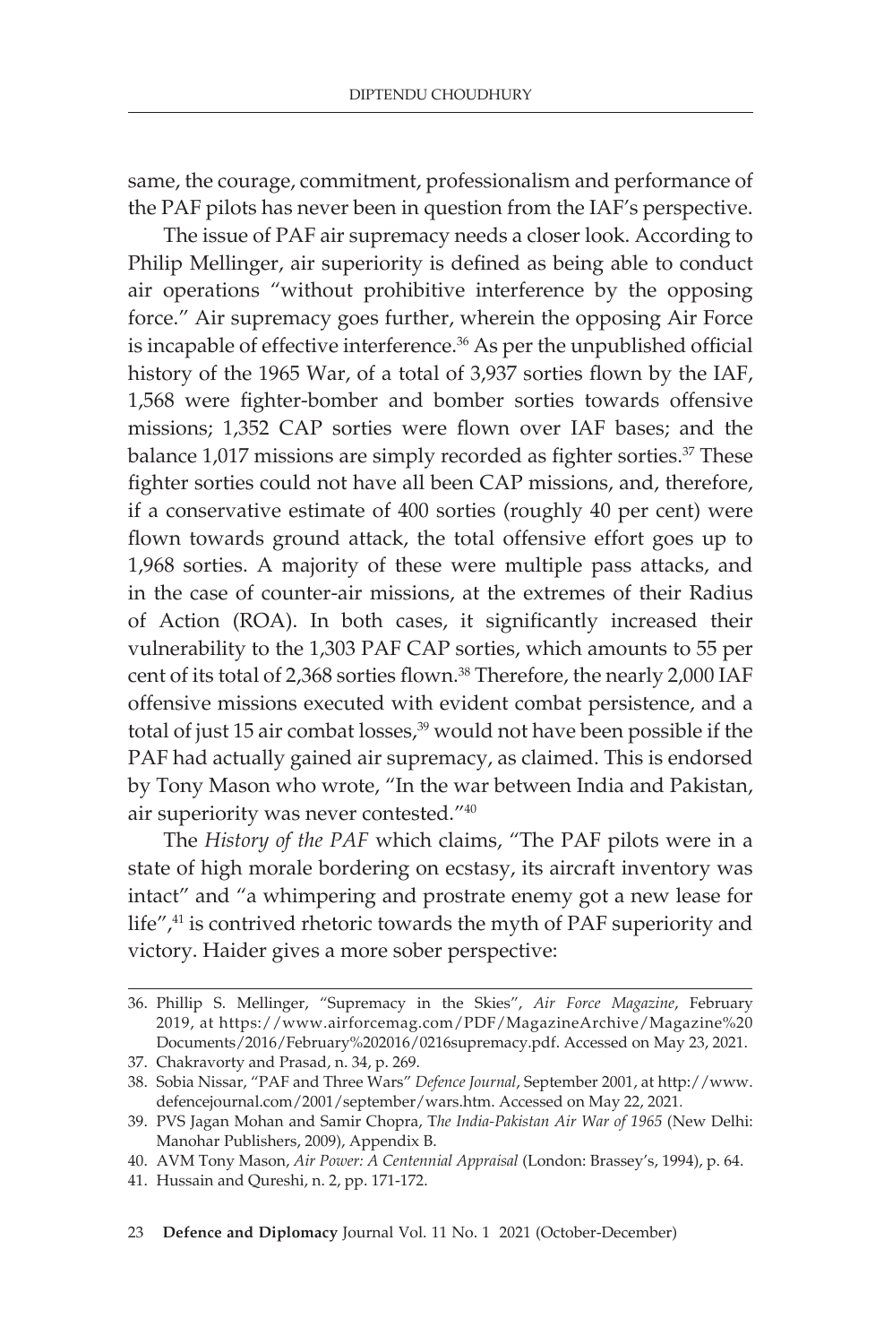same, the courage, commitment, professionalism and performance of the PAF pilots has never been in question from the IAF's perspective.

The issue of PAF air supremacy needs a closer look. According to Philip Mellinger, air superiority is defined as being able to conduct air operations "without prohibitive interference by the opposing force." Air supremacy goes further, wherein the opposing Air Force is incapable of effective interference.[36] As per the unpublished official history of the 1965 War, of a total of 3,937 sorties flown by the IAF, 1,568 were fighter-bomber and bomber sorties towards offensive missions; 1,352 CAP sorties were flown over IAF bases; and the balance 1,017 missions are simply recorded as fighter sorties.[37] These fighter sorties could not have all been CAP missions, and, therefore, if a conservative estimate of 400 sorties (roughly 40 per cent) were flown towards ground attack, the total offensive effort goes up to 1,968 sorties. A majority of these were multiple pass attacks, and in the case of counter-air missions, at the extremes of their Radius of Action (ROA). In both cases, it significantly increased their vulnerability to the 1,303 PAF CAP sorties, which amounts to 55 per cent of its total of 2,368 sorties flown.[38] Therefore, the nearly 2,000 IAF offensive missions executed with evident combat persistence, and a total of just 15 air combat losses,[39] would not have been possible if the PAF had actually gained air supremacy, as claimed. This is endorsed by Tony Mason who wrote, "In the war between India and Pakistan, air superiority was never contested."[40]

The *History of the PAF* which claims, "The PAF pilots were in a state of high morale bordering on ecstasy, its aircraft inventory was intact" and "a whimpering and prostrate enemy got a new lease for life",[41] is contrived rhetoric towards the myth of PAF superiority and victory. Haider gives a more sober perspective:

---

36. Phillip S. Mellinger, "Supremacy in the Skies", *Air Force Magazine*, February 2019, at https://www.airforcemag.com/PDF/MagazineArchive/Magazine%20Documents/2016/February%202016/0216supremacy.pdf. Accessed on May 23, 2021.
37. Chakravorty and Prasad, n. 34, p. 269.
38. Sobia Nissar, "PAF and Three Wars" *Defence Journal*, September 2001, at http://www.defencejournal.com/2001/september/wars.htm. Accessed on May 22, 2021.
39. PVS Jagan Mohan and Samir Chopra, *The India-Pakistan Air War of 1965* (New Delhi: Manohar Publishers, 2009), Appendix B.
40. AVM Tony Mason, *Air Power: A Centennial Appraisal* (London: Brassey's, 1994), p. 64.
41. Hussain and Qureshi, n. 2, pp. 171-172.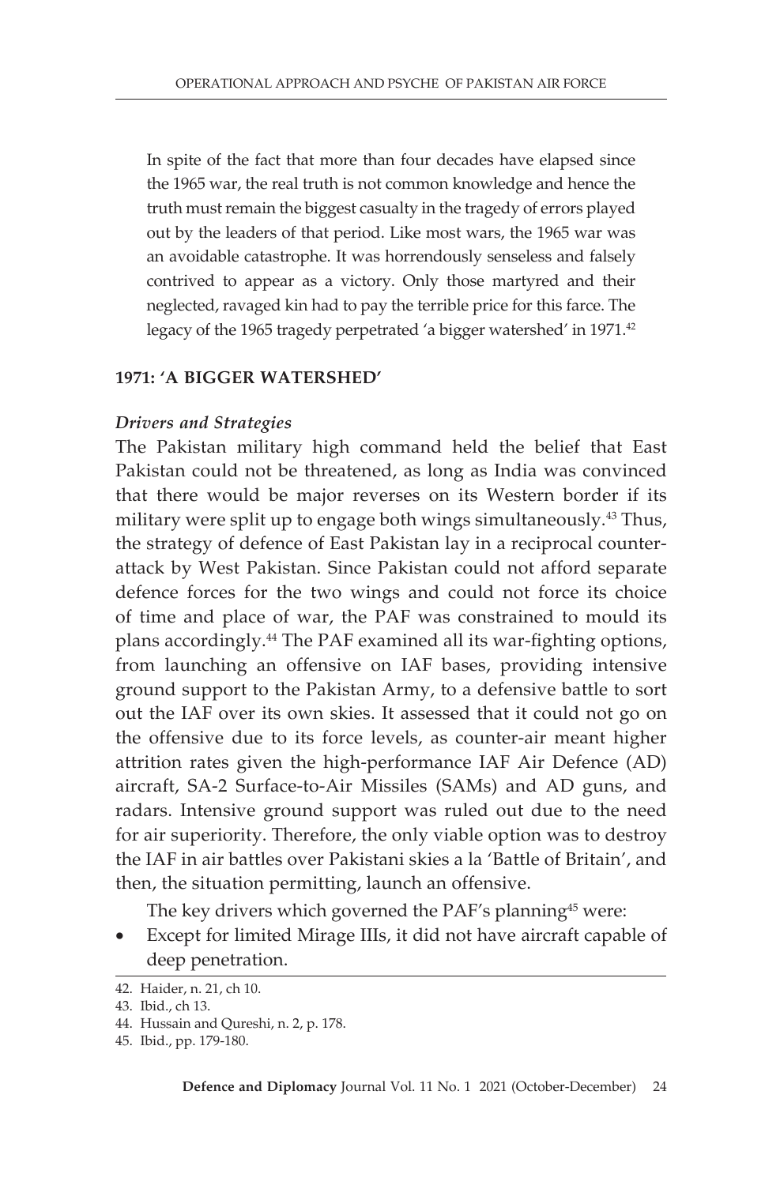In spite of the fact that more than four decades have elapsed since the 1965 war, the real truth is not common knowledge and hence the truth must remain the biggest casualty in the tragedy of errors played out by the leaders of that period. Like most wars, the 1965 war was an avoidable catastrophe. It was horrendously senseless and falsely contrived to appear as a victory. Only those martyred and their neglected, ravaged kin had to pay the terrible price for this farce. The legacy of the 1965 tragedy perpetrated 'a bigger watershed' in 1971.[42]

## 1971: 'A BIGGER WATERSHED'

### *Drivers and Strategies*

The Pakistan military high command held the belief that East Pakistan could not be threatened, as long as India was convinced that there would be major reverses on its Western border if its military were split up to engage both wings simultaneously.[43] Thus, the strategy of defence of East Pakistan lay in a reciprocal counter-attack by West Pakistan. Since Pakistan could not afford separate defence forces for the two wings and could not force its choice of time and place of war, the PAF was constrained to mould its plans accordingly.[44] The PAF examined all its war-fighting options, from launching an offensive on IAF bases, providing intensive ground support to the Pakistan Army, to a defensive battle to sort out the IAF over its own skies. It assessed that it could not go on the offensive due to its force levels, as counter-air meant higher attrition rates given the high-performance IAF Air Defence (AD) aircraft, SA-2 Surface-to-Air Missiles (SAMs) and AD guns, and radars. Intensive ground support was ruled out due to the need for air superiority. Therefore, the only viable option was to destroy the IAF in air battles over Pakistani skies a la 'Battle of Britain', and then, the situation permitting, launch an offensive.

The key drivers which governed the PAF's planning[45] were:

- Except for limited Mirage IIIs, it did not have aircraft capable of deep penetration.

---

42. Haider, n. 21, ch 10.
43. Ibid., ch 13.
44. Hussain and Qureshi, n. 2, p. 178.
45. Ibid., pp. 179-180.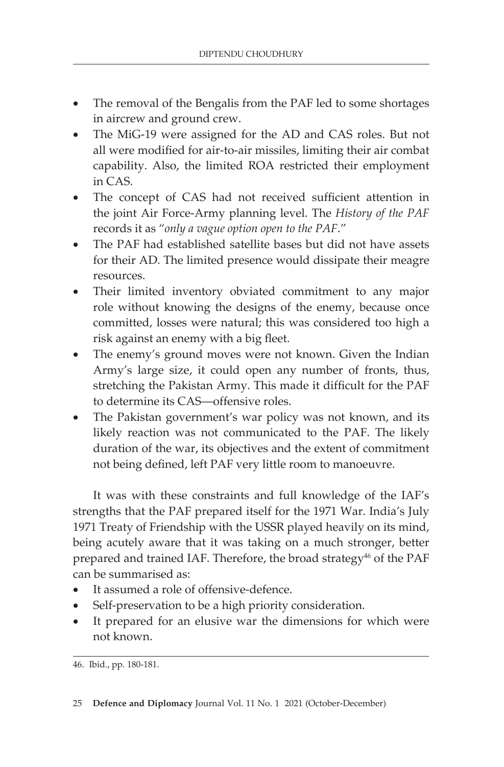- The removal of the Bengalis from the PAF led to some shortages in aircrew and ground crew.
- The MiG-19 were assigned for the AD and CAS roles. But not all were modified for air-to-air missiles, limiting their air combat capability. Also, the limited ROA restricted their employment in CAS.
- The concept of CAS had not received sufficient attention in the joint Air Force-Army planning level. The *History of the PAF* records it as "*only a vague option open to the PAF*."
- The PAF had established satellite bases but did not have assets for their AD. The limited presence would dissipate their meagre resources.
- Their limited inventory obviated commitment to any major role without knowing the designs of the enemy, because once committed, losses were natural; this was considered too high a risk against an enemy with a big fleet.
- The enemy's ground moves were not known. Given the Indian Army's large size, it could open any number of fronts, thus, stretching the Pakistan Army. This made it difficult for the PAF to determine its CAS—offensive roles.
- The Pakistan government's war policy was not known, and its likely reaction was not communicated to the PAF. The likely duration of the war, its objectives and the extent of commitment not being defined, left PAF very little room to manoeuvre.

It was with these constraints and full knowledge of the IAF's strengths that the PAF prepared itself for the 1971 War. India's July 1971 Treaty of Friendship with the USSR played heavily on its mind, being acutely aware that it was taking on a much stronger, better prepared and trained IAF. Therefore, the broad strategy[46] of the PAF can be summarised as:

- It assumed a role of offensive-defence.
- Self-preservation to be a high priority consideration.
- It prepared for an elusive war the dimensions for which were not known.

46. Ibid., pp. 180-181.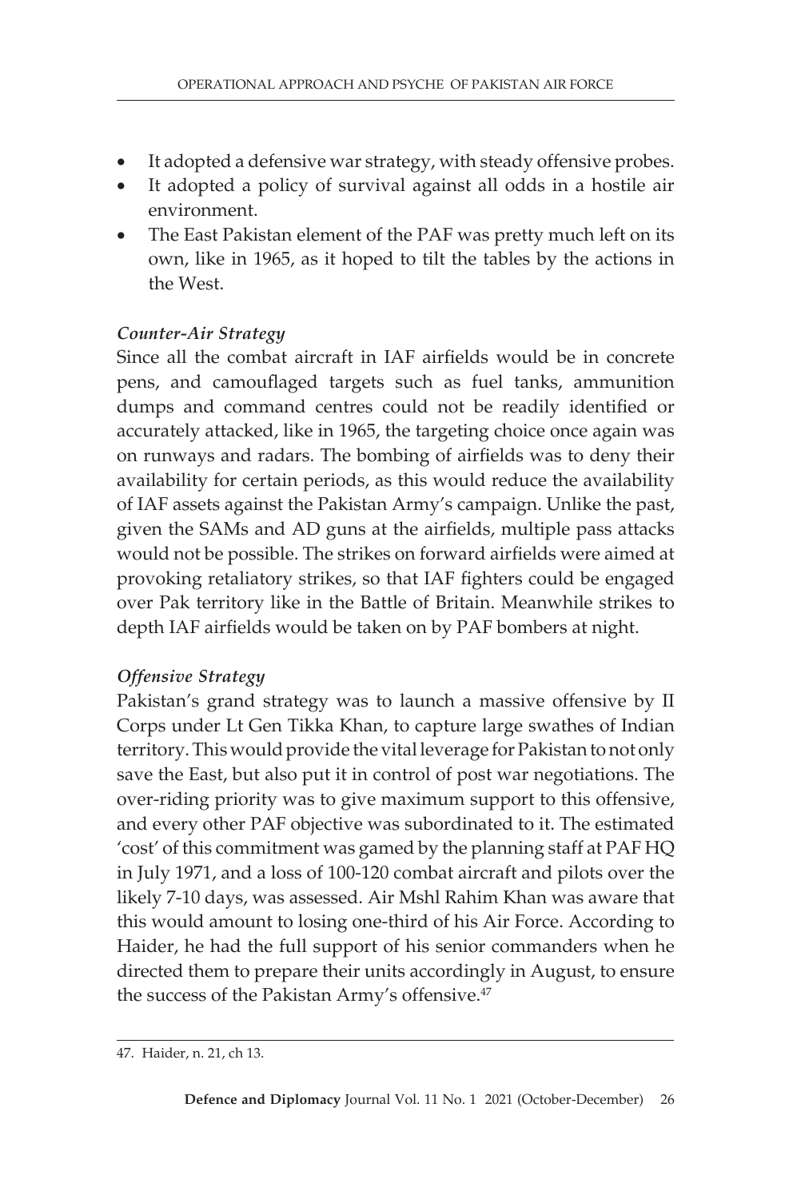- It adopted a defensive war strategy, with steady offensive probes.
- It adopted a policy of survival against all odds in a hostile air environment.
- The East Pakistan element of the PAF was pretty much left on its own, like in 1965, as it hoped to tilt the tables by the actions in the West.

### *Counter-Air Strategy*

Since all the combat aircraft in IAF airfields would be in concrete pens, and camouflaged targets such as fuel tanks, ammunition dumps and command centres could not be readily identified or accurately attacked, like in 1965, the targeting choice once again was on runways and radars. The bombing of airfields was to deny their availability for certain periods, as this would reduce the availability of IAF assets against the Pakistan Army's campaign. Unlike the past, given the SAMs and AD guns at the airfields, multiple pass attacks would not be possible. The strikes on forward airfields were aimed at provoking retaliatory strikes, so that IAF fighters could be engaged over Pak territory like in the Battle of Britain. Meanwhile strikes to depth IAF airfields would be taken on by PAF bombers at night.

### *Offensive Strategy*

Pakistan's grand strategy was to launch a massive offensive by II Corps under Lt Gen Tikka Khan, to capture large swathes of Indian territory. This would provide the vital leverage for Pakistan to not only save the East, but also put it in control of post war negotiations. The over-riding priority was to give maximum support to this offensive, and every other PAF objective was subordinated to it. The estimated 'cost' of this commitment was gamed by the planning staff at PAF HQ in July 1971, and a loss of 100-120 combat aircraft and pilots over the likely 7-10 days, was assessed. Air Mshl Rahim Khan was aware that this would amount to losing one-third of his Air Force. According to Haider, he had the full support of his senior commanders when he directed them to prepare their units accordingly in August, to ensure the success of the Pakistan Army's offensive.[47]

---

47. Haider, n. 21, ch 13.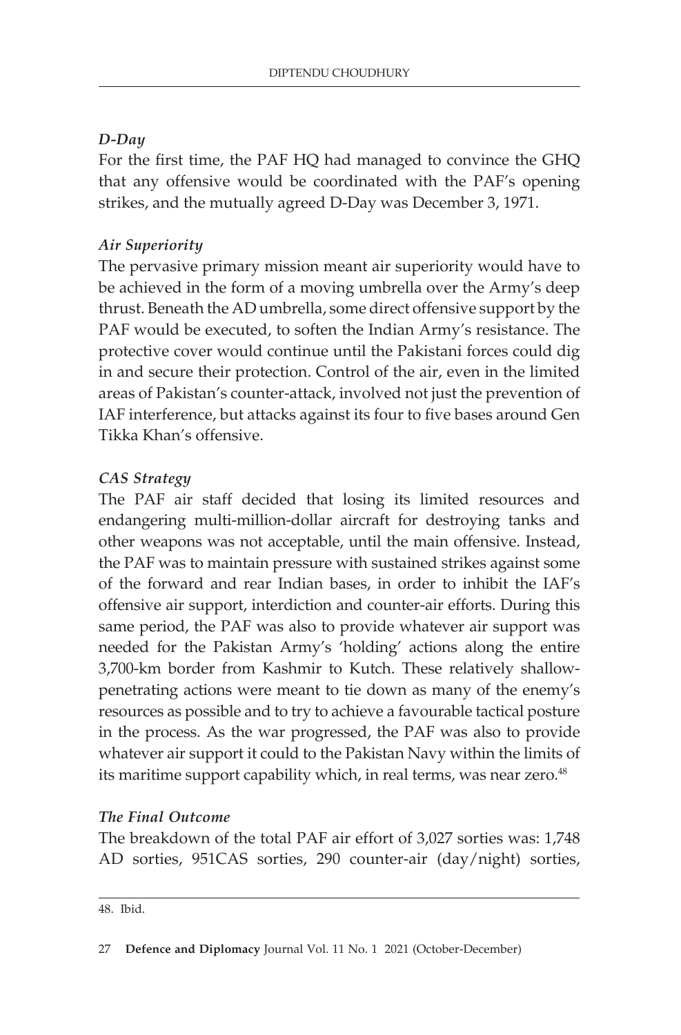*D-Day*

For the first time, the PAF HQ had managed to convince the GHQ that any offensive would be coordinated with the PAF's opening strikes, and the mutually agreed D-Day was December 3, 1971.

*Air Superiority*

The pervasive primary mission meant air superiority would have to be achieved in the form of a moving umbrella over the Army's deep thrust. Beneath the AD umbrella, some direct offensive support by the PAF would be executed, to soften the Indian Army's resistance. The protective cover would continue until the Pakistani forces could dig in and secure their protection. Control of the air, even in the limited areas of Pakistan's counter-attack, involved not just the prevention of IAF interference, but attacks against its four to five bases around Gen Tikka Khan's offensive.

*CAS Strategy*

The PAF air staff decided that losing its limited resources and endangering multi-million-dollar aircraft for destroying tanks and other weapons was not acceptable, until the main offensive. Instead, the PAF was to maintain pressure with sustained strikes against some of the forward and rear Indian bases, in order to inhibit the IAF's offensive air support, interdiction and counter-air efforts. During this same period, the PAF was also to provide whatever air support was needed for the Pakistan Army's 'holding' actions along the entire 3,700-km border from Kashmir to Kutch. These relatively shallow-penetrating actions were meant to tie down as many of the enemy's resources as possible and to try to achieve a favourable tactical posture in the process. As the war progressed, the PAF was also to provide whatever air support it could to the Pakistan Navy within the limits of its maritime support capability which, in real terms, was near zero.[48]

*The Final Outcome*

The breakdown of the total PAF air effort of 3,027 sorties was: 1,748 AD sorties, 951CAS sorties, 290 counter-air (day/night) sorties,

---

48. Ibid.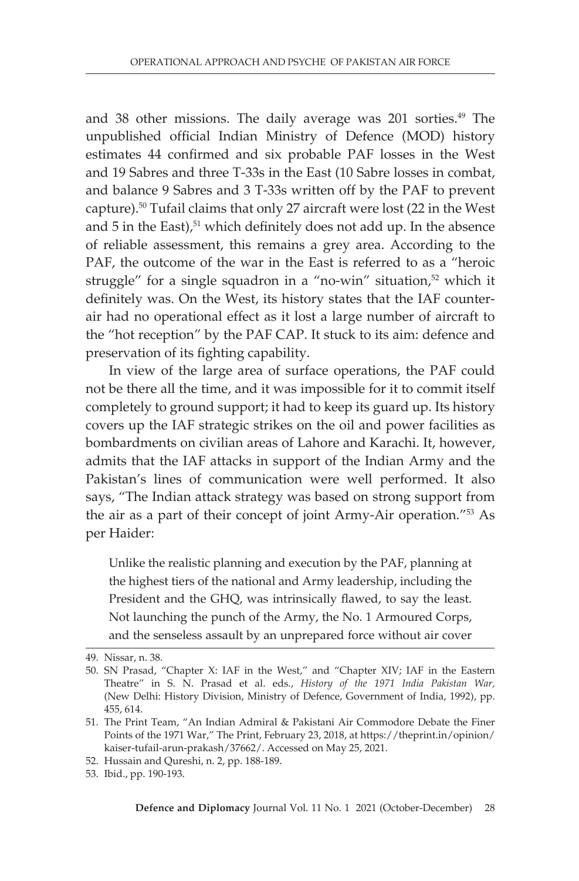and 38 other missions. The daily average was 201 sorties.[49] The unpublished official Indian Ministry of Defence (MOD) history estimates 44 confirmed and six probable PAF losses in the West and 19 Sabres and three T-33s in the East (10 Sabre losses in combat, and balance 9 Sabres and 3 T-33s written off by the PAF to prevent capture).[50] Tufail claims that only 27 aircraft were lost (22 in the West and 5 in the East),[51] which definitely does not add up. In the absence of reliable assessment, this remains a grey area. According to the PAF, the outcome of the war in the East is referred to as a "heroic struggle" for a single squadron in a "no-win" situation,[52] which it definitely was. On the West, its history states that the IAF counter-air had no operational effect as it lost a large number of aircraft to the "hot reception" by the PAF CAP. It stuck to its aim: defence and preservation of its fighting capability.

In view of the large area of surface operations, the PAF could not be there all the time, and it was impossible for it to commit itself completely to ground support; it had to keep its guard up. Its history covers up the IAF strategic strikes on the oil and power facilities as bombardments on civilian areas of Lahore and Karachi. It, however, admits that the IAF attacks in support of the Indian Army and the Pakistan's lines of communication were well performed. It also says, "The Indian attack strategy was based on strong support from the air as a part of their concept of joint Army-Air operation."[53] As per Haider:

> Unlike the realistic planning and execution by the PAF, planning at the highest tiers of the national and Army leadership, including the President and the GHQ, was intrinsically flawed, to say the least. Not launching the punch of the Army, the No. 1 Armoured Corps, and the senseless assault by an unprepared force without air cover

---

49. Nissar, n. 38.
50. SN Prasad, "Chapter X: IAF in the West," and "Chapter XIV; IAF in the Eastern Theatre" in S. N. Prasad et al. eds., *History of the 1971 India Pakistan War,* (New Delhi: History Division, Ministry of Defence, Government of India, 1992), pp. 455, 614.
51. The Print Team, "An Indian Admiral & Pakistani Air Commodore Debate the Finer Points of the 1971 War," The Print, February 23, 2018, at https://theprint.in/opinion/kaiser-tufail-arun-prakash/37662/. Accessed on May 25, 2021.
52. Hussain and Qureshi, n. 2, pp. 188-189.
53. Ibid., pp. 190-193.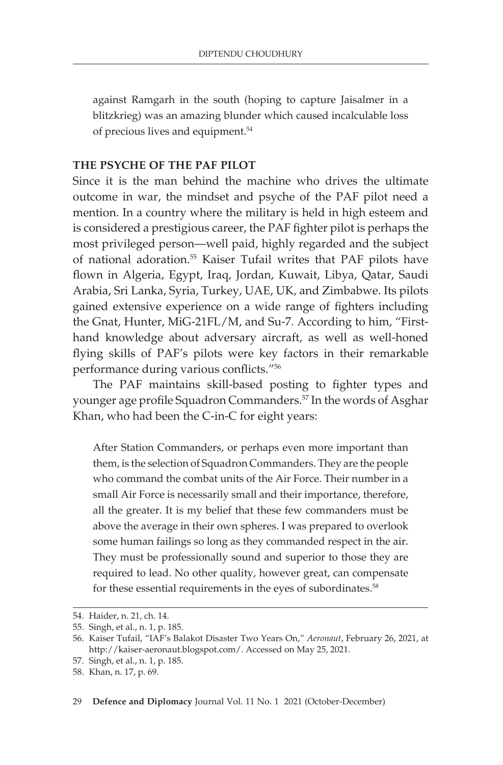> against Ramgarh in the south (hoping to capture Jaisalmer in a blitzkrieg) was an amazing blunder which caused incalculable loss of precious lives and equipment.[54]

### THE PSYCHE OF THE PAF PILOT

Since it is the man behind the machine who drives the ultimate outcome in war, the mindset and psyche of the PAF pilot need a mention. In a country where the military is held in high esteem and is considered a prestigious career, the PAF fighter pilot is perhaps the most privileged person—well paid, highly regarded and the subject of national adoration.[55] Kaiser Tufail writes that PAF pilots have flown in Algeria, Egypt, Iraq, Jordan, Kuwait, Libya, Qatar, Saudi Arabia, Sri Lanka, Syria, Turkey, UAE, UK, and Zimbabwe. Its pilots gained extensive experience on a wide range of fighters including the Gnat, Hunter, MiG-21FL/M, and Su-7. According to him, "First-hand knowledge about adversary aircraft, as well as well-honed flying skills of PAF's pilots were key factors in their remarkable performance during various conflicts."[56]

The PAF maintains skill-based posting to fighter types and younger age profile Squadron Commanders.[57] In the words of Asghar Khan, who had been the C-in-C for eight years:

> After Station Commanders, or perhaps even more important than them, is the selection of Squadron Commanders. They are the people who command the combat units of the Air Force. Their number in a small Air Force is necessarily small and their importance, therefore, all the greater. It is my belief that these few commanders must be above the average in their own spheres. I was prepared to overlook some human failings so long as they commanded respect in the air. They must be professionally sound and superior to those they are required to lead. No other quality, however great, can compensate for these essential requirements in the eyes of subordinates.[58]

---

54. Haider, n. 21, ch. 14.
55. Singh, et al., n. 1, p. 185.
56. Kaiser Tufail, "IAF's Balakot Disaster Two Years On," *Aeronaut*, February 26, 2021, at http://kaiser-aeronaut.blogspot.com/. Accessed on May 25, 2021.
57. Singh, et al., n. 1, p. 185.
58. Khan, n. 17, p. 69.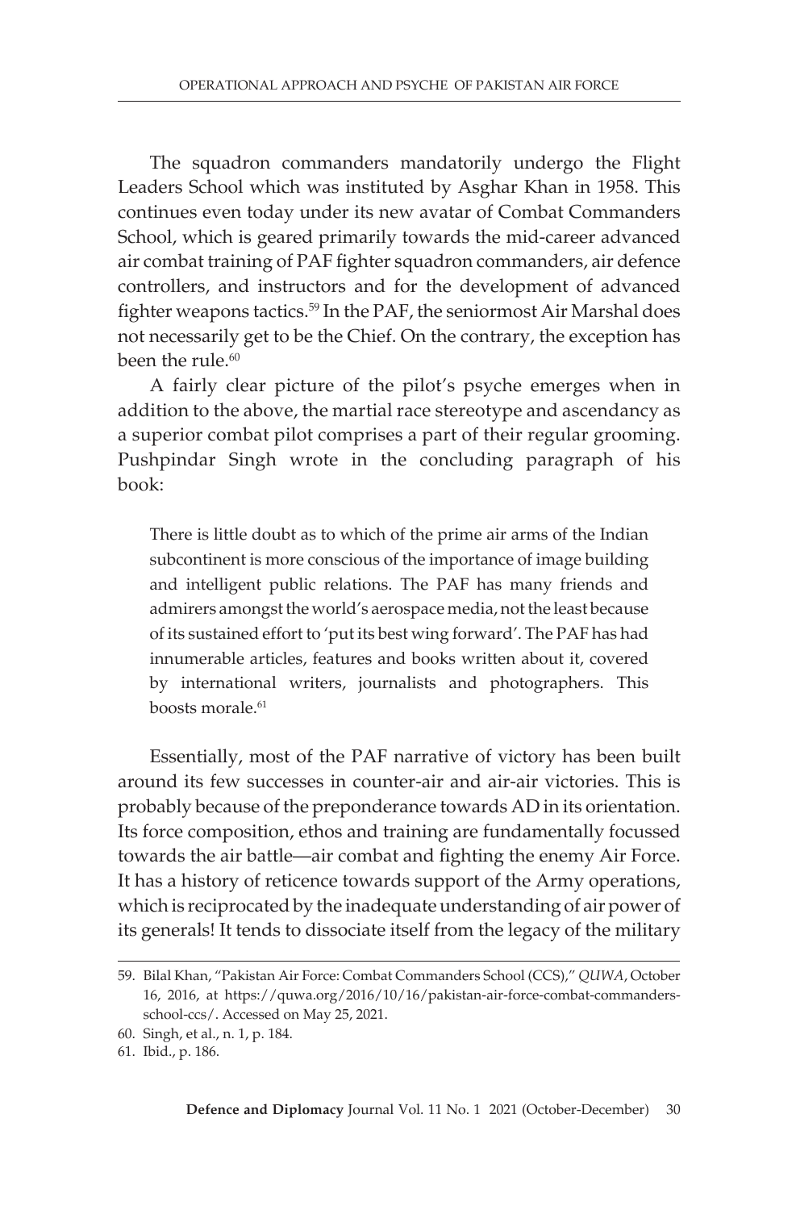The squadron commanders mandatorily undergo the Flight Leaders School which was instituted by Asghar Khan in 1958. This continues even today under its new avatar of Combat Commanders School, which is geared primarily towards the mid-career advanced air combat training of PAF fighter squadron commanders, air defence controllers, and instructors and for the development of advanced fighter weapons tactics.[59] In the PAF, the seniormost Air Marshal does not necessarily get to be the Chief. On the contrary, the exception has been the rule.[60]

A fairly clear picture of the pilot's psyche emerges when in addition to the above, the martial race stereotype and ascendancy as a superior combat pilot comprises a part of their regular grooming. Pushpindar Singh wrote in the concluding paragraph of his book:

> There is little doubt as to which of the prime air arms of the Indian subcontinent is more conscious of the importance of image building and intelligent public relations. The PAF has many friends and admirers amongst the world's aerospace media, not the least because of its sustained effort to 'put its best wing forward'. The PAF has had innumerable articles, features and books written about it, covered by international writers, journalists and photographers. This boosts morale.[61]

Essentially, most of the PAF narrative of victory has been built around its few successes in counter-air and air-air victories. This is probably because of the preponderance towards AD in its orientation. Its force composition, ethos and training are fundamentally focussed towards the air battle—air combat and fighting the enemy Air Force. It has a history of reticence towards support of the Army operations, which is reciprocated by the inadequate understanding of air power of its generals! It tends to dissociate itself from the legacy of the military

---

59. Bilal Khan, "Pakistan Air Force: Combat Commanders School (CCS)," *QUWA*, October 16, 2016, at https://quwa.org/2016/10/16/pakistan-air-force-combat-commanders-school-ccs/. Accessed on May 25, 2021.
60. Singh, et al., n. 1, p. 184.
61. Ibid., p. 186.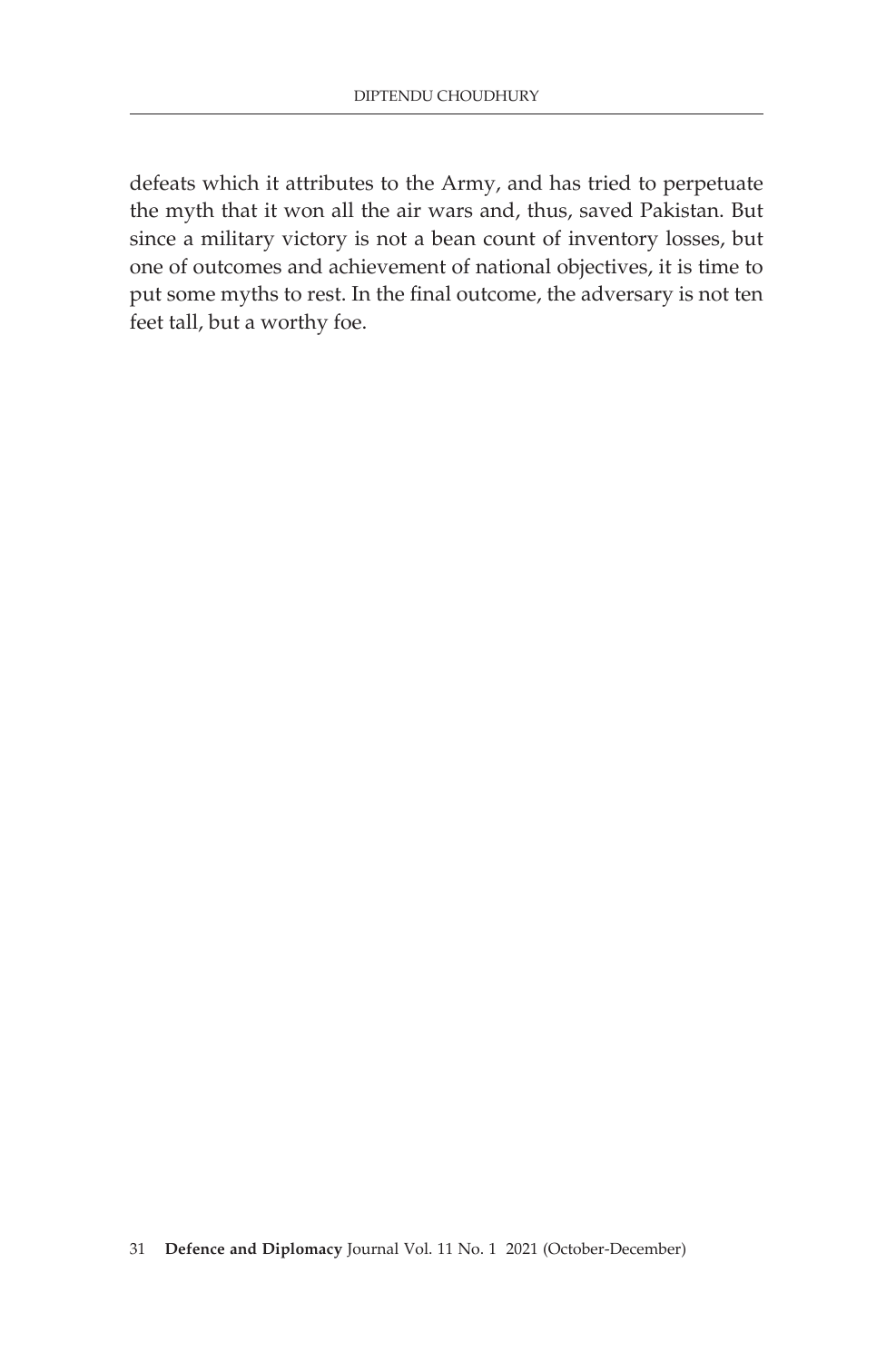defeats which it attributes to the Army, and has tried to perpetuate the myth that it won all the air wars and, thus, saved Pakistan. But since a military victory is not a bean count of inventory losses, but one of outcomes and achievement of national objectives, it is time to put some myths to rest. In the final outcome, the adversary is not ten feet tall, but a worthy foe.